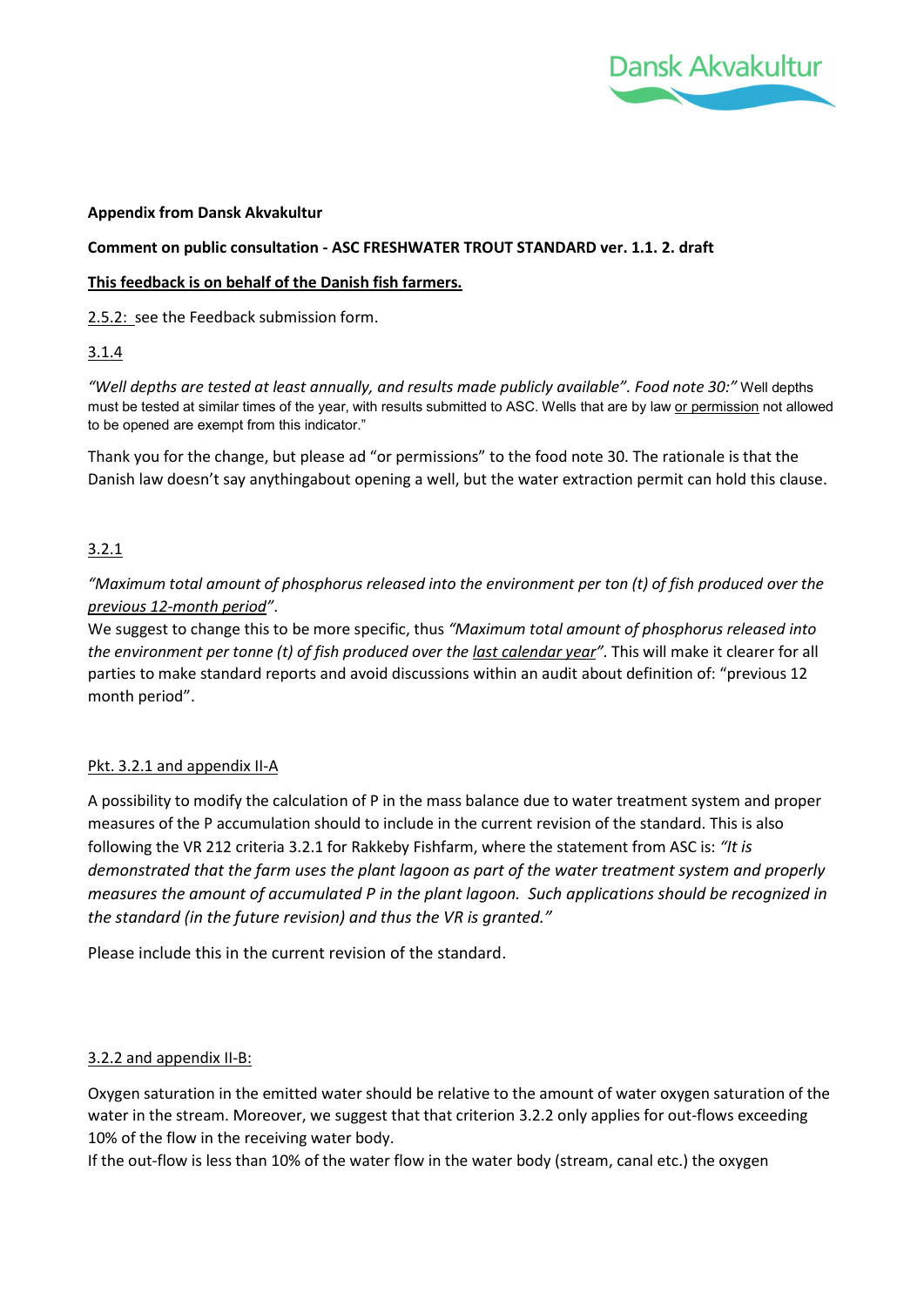**Appendix from Dansk Akvakultur**

**Comment on public consultation - ASC FRESHWATER TROUT STANDARD ver. 1.1. 2. draft**

**<u>This feedback is on behalf of the Danish fish farmers.</u>**

<u>2.5.2: </u>see the Feedback submission form.

<u>3.1.4</u>

*"Well depths are tested at least annually, and results made publicly available". Food note 30:"* Well depths must be tested at similar times of the year, with results submitted to ASC. Wells that are by law <u>or permission</u> not allowed to be opened are exempt from this indicator."

Thank you for the change, but please ad "or permissions" to the food note 30. The rationale is that the Danish law doesn't say anythingabout opening a well, but the water extraction permit can hold this clause.

<u>3.2.1</u>

*"Maximum total amount of phosphorus released into the environment per ton (t) of fish produced over the <u>previous 12-month period</u>".*

We suggest to change this to be more specific, thus *"Maximum total amount of phosphorus released into the environment per tonne (t) of fish produced over the <u>last calendar year</u>"*. This will make it clearer for all parties to make standard reports and avoid discussions within an audit about definition of: "previous 12 month period".

<u>Pkt. 3.2.1 and appendix II-A</u>

A possibility to modify the calculation of P in the mass balance due to water treatment system and proper measures of the P accumulation should to include in the current revision of the standard. This is also following the VR 212 criteria 3.2.1 for Rakkeby Fishfarm, where the statement from ASC is: *"It is demonstrated that the farm uses the plant lagoon as part of the water treatment system and properly measures the amount of accumulated P in the plant lagoon. Such applications should be recognized in the standard (in the future revision) and thus the VR is granted."*

Please include this in the current revision of the standard.

<u>3.2.2 and appendix II-B:</u>

Oxygen saturation in the emitted water should be relative to the amount of water oxygen saturation of the water in the stream. Moreover, we suggest that that criterion 3.2.2 only applies for out-flows exceeding 10% of the flow in the receiving water body.

If the out-flow is less than 10% of the water flow in the water body (stream, canal etc.) the oxygen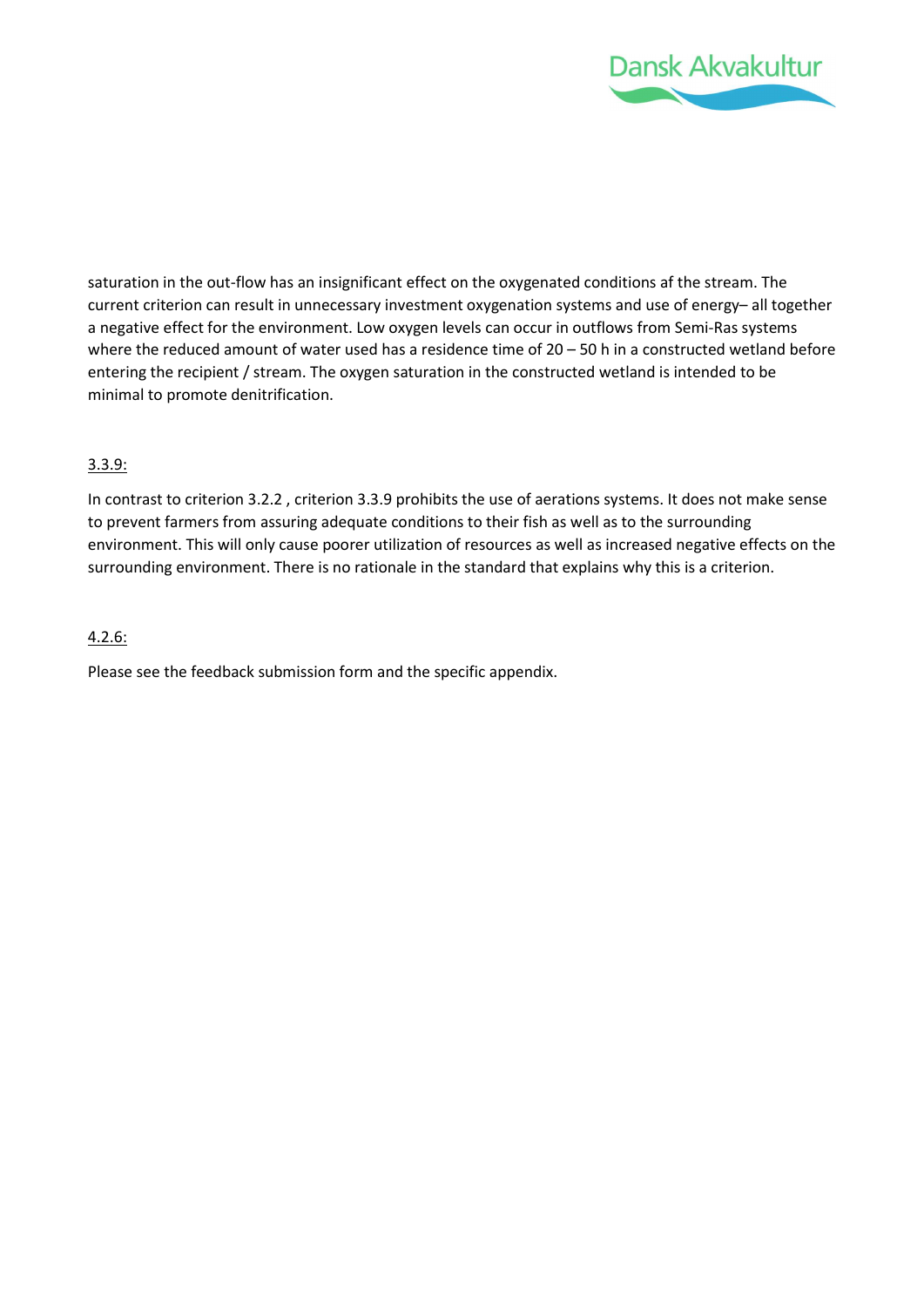saturation in the out-flow has an insignificant effect on the oxygenated conditions af the stream. The current criterion can result in unnecessary investment oxygenation systems and use of energy– all together a negative effect for the environment. Low oxygen levels can occur in outflows from Semi-Ras systems where the reduced amount of water used has a residence time of 20 – 50 h in a constructed wetland before entering the recipient / stream. The oxygen saturation in the constructed wetland is intended to be minimal to promote denitrification.

<u>3.3.9:</u>

In contrast to criterion 3.2.2 , criterion 3.3.9 prohibits the use of aerations systems. It does not make sense to prevent farmers from assuring adequate conditions to their fish as well as to the surrounding environment. This will only cause poorer utilization of resources as well as increased negative effects on the surrounding environment. There is no rationale in the standard that explains why this is a criterion.

<u>4.2.6:</u>

Please see the feedback submission form and the specific appendix.